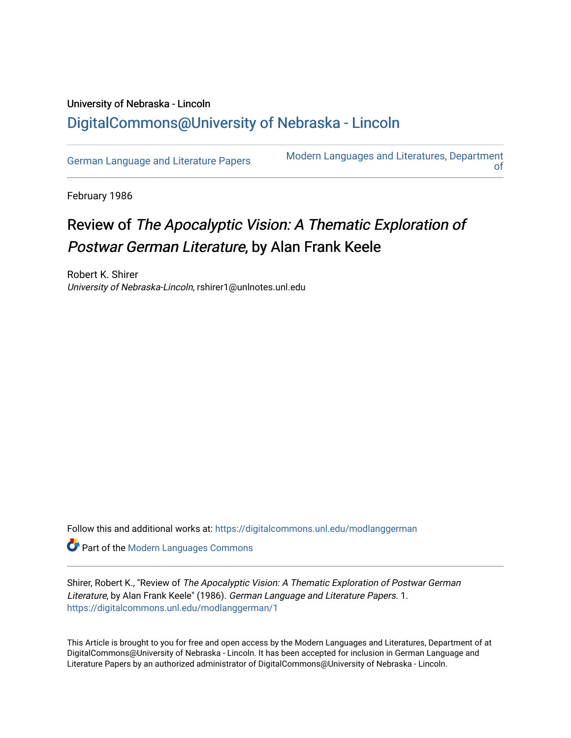University of Nebraska - Lincoln

## DigitalCommons@University of Nebraska - Lincoln

German Language and Literature Papers

Modern Languages and Literatures, Department of

February 1986

# Review of *The Apocalyptic Vision: A Thematic Exploration of Postwar German Literature*, by Alan Frank Keele

Robert K. Shirer
*University of Nebraska-Lincoln*, rshirer1@unlnotes.unl.edu

Follow this and additional works at: https://digitalcommons.unl.edu/modlanggerman

Part of the Modern Languages Commons

Shirer, Robert K., "Review of *The Apocalyptic Vision: A Thematic Exploration of Postwar German Literature*, by Alan Frank Keele" (1986). *German Language and Literature Papers*. 1.
https://digitalcommons.unl.edu/modlanggerman/1

This Article is brought to you for free and open access by the Modern Languages and Literatures, Department of at DigitalCommons@University of Nebraska - Lincoln. It has been accepted for inclusion in German Language and Literature Papers by an authorized administrator of DigitalCommons@University of Nebraska - Lincoln.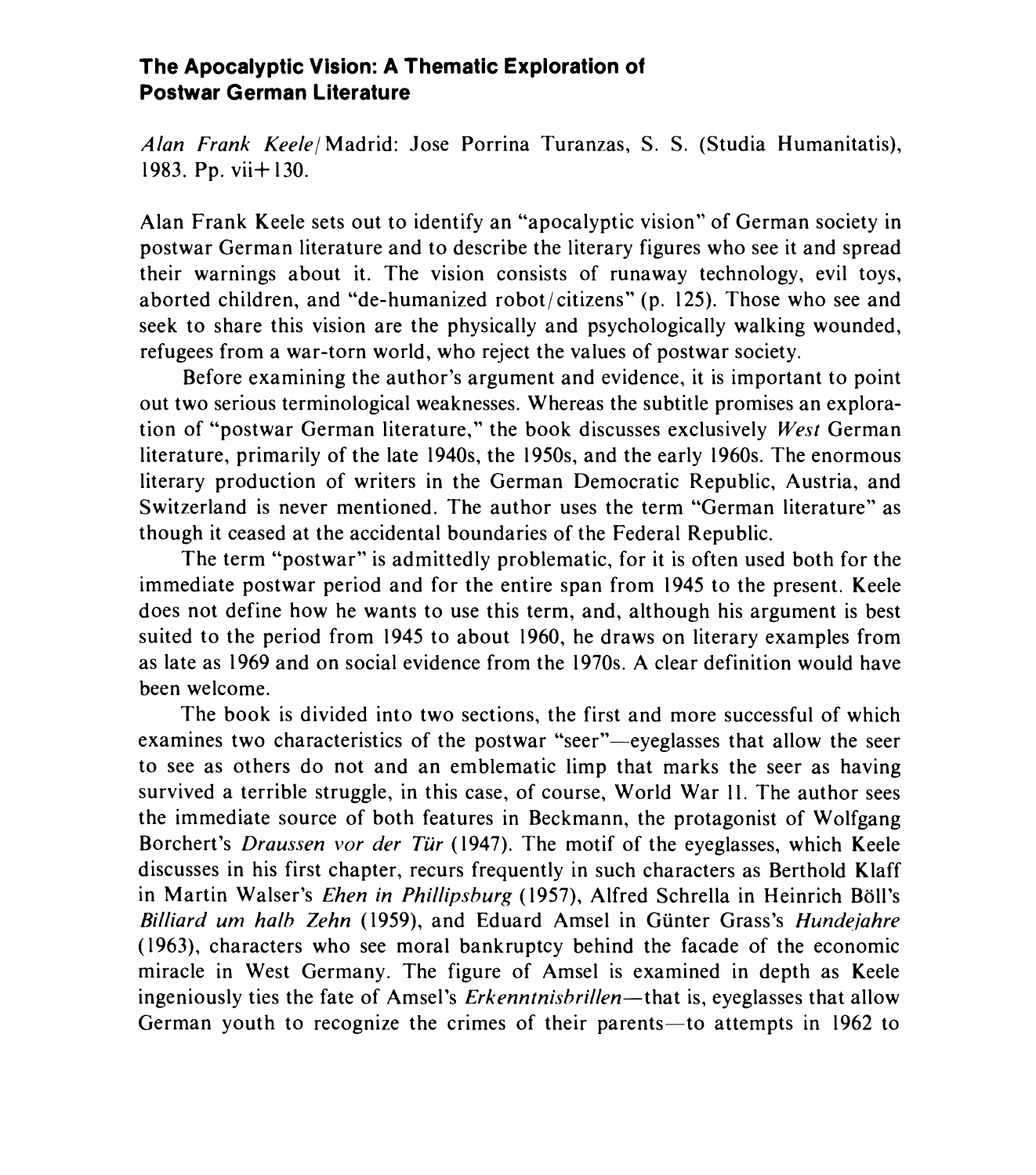### The Apocalyptic Vision: A Thematic Exploration of Postwar German Literature

*Alan Frank Keele*/ Madrid: Jose Porrina Turanzas, S. S. (Studia Humanitatis), 1983. Pp. vii+130.

Alan Frank Keele sets out to identify an "apocalyptic vision" of German society in postwar German literature and to describe the literary figures who see it and spread their warnings about it. The vision consists of runaway technology, evil toys, aborted children, and "de-humanized robot/citizens" (p. 125). Those who see and seek to share this vision are the physically and psychologically walking wounded, refugees from a war-torn world, who reject the values of postwar society.

Before examining the author's argument and evidence, it is important to point out two serious terminological weaknesses. Whereas the subtitle promises an exploration of "postwar German literature," the book discusses exclusively *West* German literature, primarily of the late 1940s, the 1950s, and the early 1960s. The enormous literary production of writers in the German Democratic Republic, Austria, and Switzerland is never mentioned. The author uses the term "German literature" as though it ceased at the accidental boundaries of the Federal Republic.

The term "postwar" is admittedly problematic, for it is often used both for the immediate postwar period and for the entire span from 1945 to the present. Keele does not define how he wants to use this term, and, although his argument is best suited to the period from 1945 to about 1960, he draws on literary examples from as late as 1969 and on social evidence from the 1970s. A clear definition would have been welcome.

The book is divided into two sections, the first and more successful of which examines two characteristics of the postwar "seer"—eyeglasses that allow the seer to see as others do not and an emblematic limp that marks the seer as having survived a terrible struggle, in this case, of course, World War II. The author sees the immediate source of both features in Beckmann, the protagonist of Wolfgang Borchert's *Draussen vor der Tür* (1947). The motif of the eyeglasses, which Keele discusses in his first chapter, recurs frequently in such characters as Berthold Klaff in Martin Walser's *Ehen in Phillipsburg* (1957), Alfred Schrella in Heinrich Böll's *Billiard um halb Zehn* (1959), and Eduard Amsel in Günter Grass's *Hundejahre* (1963), characters who see moral bankruptcy behind the facade of the economic miracle in West Germany. The figure of Amsel is examined in depth as Keele ingeniously ties the fate of Amsel's *Erkenntnisbrillen*—that is, eyeglasses that allow German youth to recognize the crimes of their parents—to attempts in 1962 to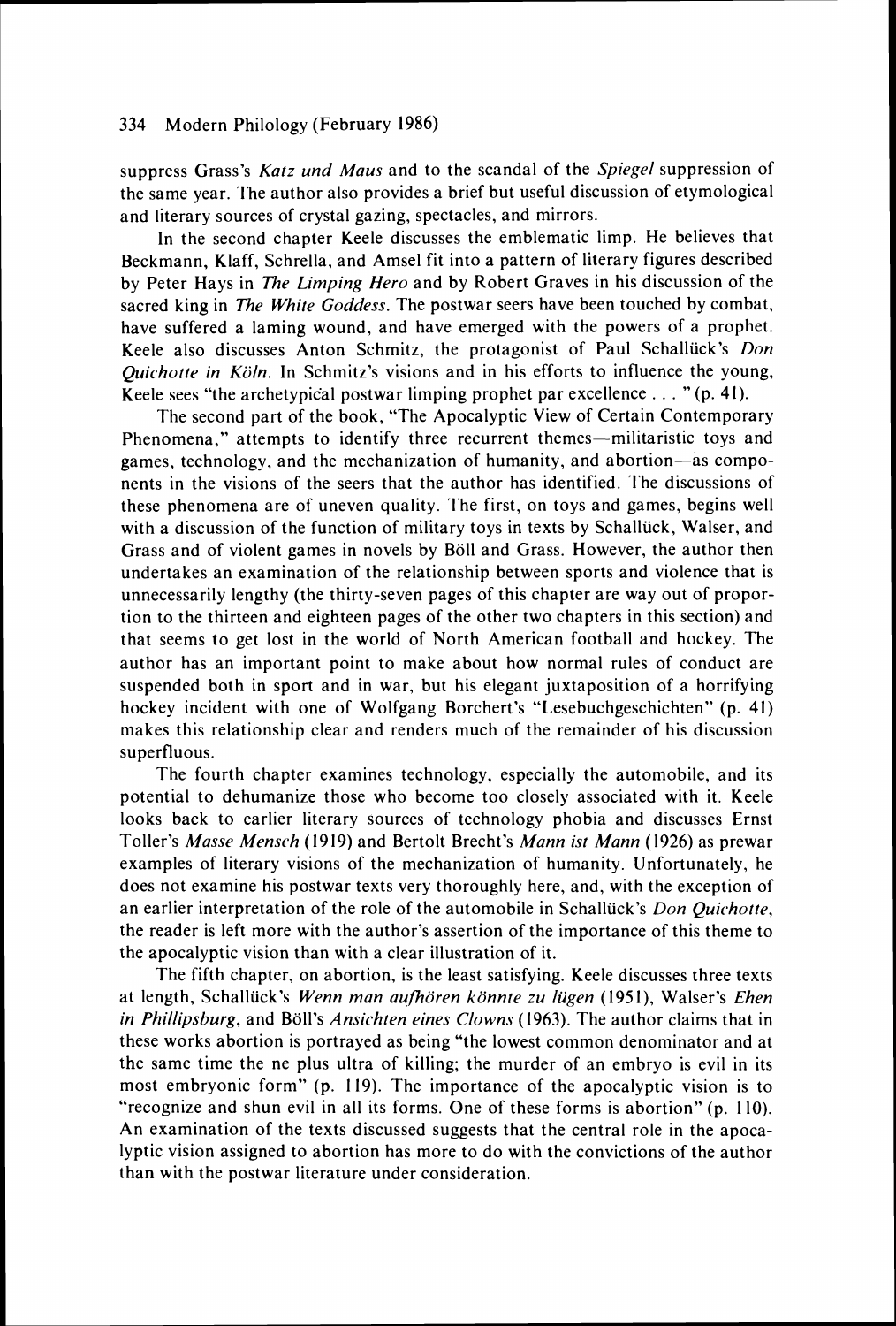suppress Grass's *Katz und Maus* and to the scandal of the *Spiegel* suppression of the same year. The author also provides a brief but useful discussion of etymological and literary sources of crystal gazing, spectacles, and mirrors.

In the second chapter Keele discusses the emblematic limp. He believes that Beckmann, Klaff, Schrella, and Amsel fit into a pattern of literary figures described by Peter Hays in *The Limping Hero* and by Robert Graves in his discussion of the sacred king in *The White Goddess*. The postwar seers have been touched by combat, have suffered a laming wound, and have emerged with the powers of a prophet. Keele also discusses Anton Schmitz, the protagonist of Paul Schallück's *Don Quichotte in Köln*. In Schmitz's visions and in his efforts to influence the young, Keele sees "the archetypical postwar limping prophet par excellence . . . " (p. 41).

The second part of the book, "The Apocalyptic View of Certain Contemporary Phenomena," attempts to identify three recurrent themes—militaristic toys and games, technology, and the mechanization of humanity, and abortion—as components in the visions of the seers that the author has identified. The discussions of these phenomena are of uneven quality. The first, on toys and games, begins well with a discussion of the function of military toys in texts by Schallück, Walser, and Grass and of violent games in novels by Böll and Grass. However, the author then undertakes an examination of the relationship between sports and violence that is unnecessarily lengthy (the thirty-seven pages of this chapter are way out of proportion to the thirteen and eighteen pages of the other two chapters in this section) and that seems to get lost in the world of North American football and hockey. The author has an important point to make about how normal rules of conduct are suspended both in sport and in war, but his elegant juxtaposition of a horrifying hockey incident with one of Wolfgang Borchert's "Lesebuchgeschichten" (p. 41) makes this relationship clear and renders much of the remainder of his discussion superfluous.

The fourth chapter examines technology, especially the automobile, and its potential to dehumanize those who become too closely associated with it. Keele looks back to earlier literary sources of technology phobia and discusses Ernst Toller's *Masse Mensch* (1919) and Bertolt Brecht's *Mann ist Mann* (1926) as prewar examples of literary visions of the mechanization of humanity. Unfortunately, he does not examine his postwar texts very thoroughly here, and, with the exception of an earlier interpretation of the role of the automobile in Schallück's *Don Quichotte*, the reader is left more with the author's assertion of the importance of this theme to the apocalyptic vision than with a clear illustration of it.

The fifth chapter, on abortion, is the least satisfying. Keele discusses three texts at length, Schallück's *Wenn man aufhören könnte zu lügen* (1951), Walser's *Ehen in Phillipsburg*, and Böll's *Ansichten eines Clowns* (1963). The author claims that in these works abortion is portrayed as being "the lowest common denominator and at the same time the ne plus ultra of killing; the murder of an embryo is evil in its most embryonic form" (p. 119). The importance of the apocalyptic vision is to "recognize and shun evil in all its forms. One of these forms is abortion" (p. 110). An examination of the texts discussed suggests that the central role in the apocalyptic vision assigned to abortion has more to do with the convictions of the author than with the postwar literature under consideration.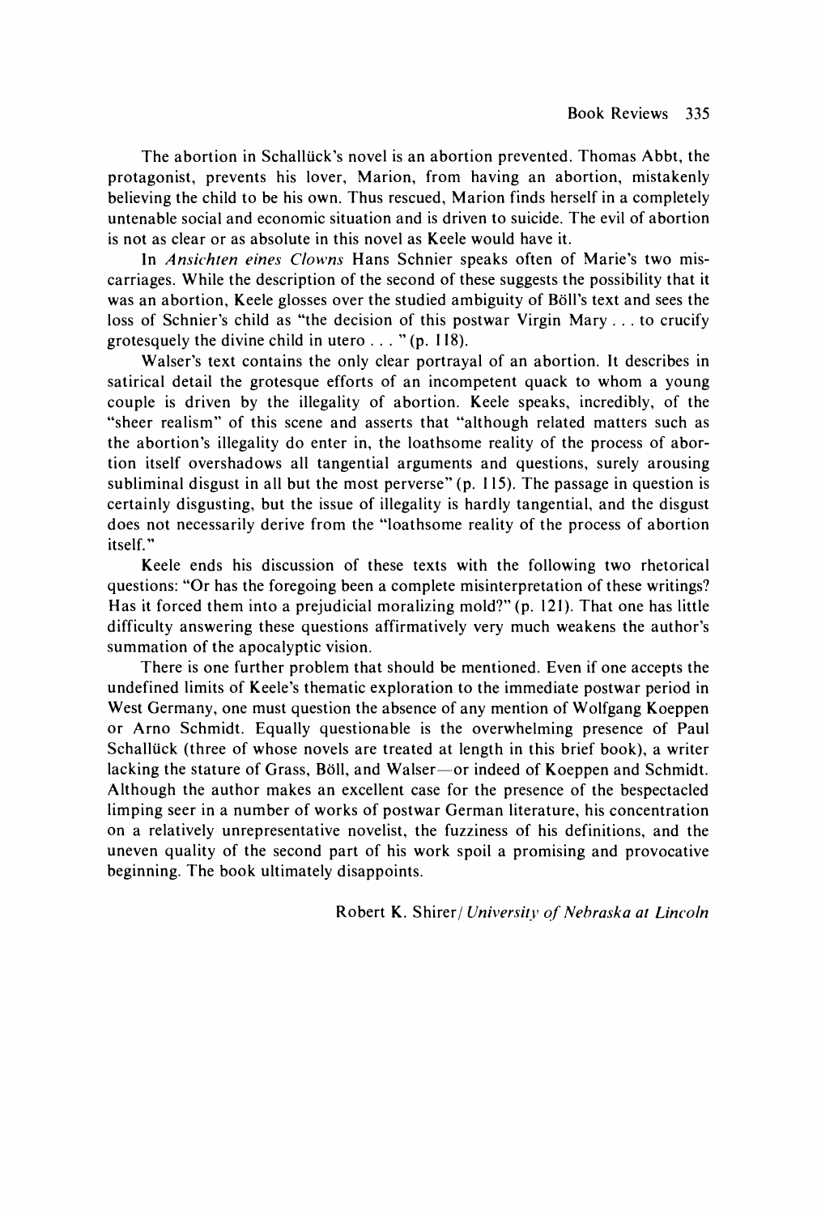The abortion in Schallück's novel is an abortion prevented. Thomas Abbt, the protagonist, prevents his lover, Marion, from having an abortion, mistakenly believing the child to be his own. Thus rescued, Marion finds herself in a completely untenable social and economic situation and is driven to suicide. The evil of abortion is not as clear or as absolute in this novel as Keele would have it.

In *Ansichten eines Clowns* Hans Schnier speaks often of Marie's two miscarriages. While the description of the second of these suggests the possibility that it was an abortion, Keele glosses over the studied ambiguity of Böll's text and sees the loss of Schnier's child as "the decision of this postwar Virgin Mary . . . to crucify grotesquely the divine child in utero . . . " (p. 118).

Walser's text contains the only clear portrayal of an abortion. It describes in satirical detail the grotesque efforts of an incompetent quack to whom a young couple is driven by the illegality of abortion. Keele speaks, incredibly, of the "sheer realism" of this scene and asserts that "although related matters such as the abortion's illegality do enter in, the loathsome reality of the process of abortion itself overshadows all tangential arguments and questions, surely arousing subliminal disgust in all but the most perverse" (p. 115). The passage in question is certainly disgusting, but the issue of illegality is hardly tangential, and the disgust does not necessarily derive from the "loathsome reality of the process of abortion itself."

Keele ends his discussion of these texts with the following two rhetorical questions: "Or has the foregoing been a complete misinterpretation of these writings? Has it forced them into a prejudicial moralizing mold?" (p. 121). That one has little difficulty answering these questions affirmatively very much weakens the author's summation of the apocalyptic vision.

There is one further problem that should be mentioned. Even if one accepts the undefined limits of Keele's thematic exploration to the immediate postwar period in West Germany, one must question the absence of any mention of Wolfgang Koeppen or Arno Schmidt. Equally questionable is the overwhelming presence of Paul Schallück (three of whose novels are treated at length in this brief book), a writer lacking the stature of Grass, Böll, and Walser—or indeed of Koeppen and Schmidt. Although the author makes an excellent case for the presence of the bespectacled limping seer in a number of works of postwar German literature, his concentration on a relatively unrepresentative novelist, the fuzziness of his definitions, and the uneven quality of the second part of his work spoil a promising and provocative beginning. The book ultimately disappoints.

Robert K. Shirer/ *University of Nebraska at Lincoln*